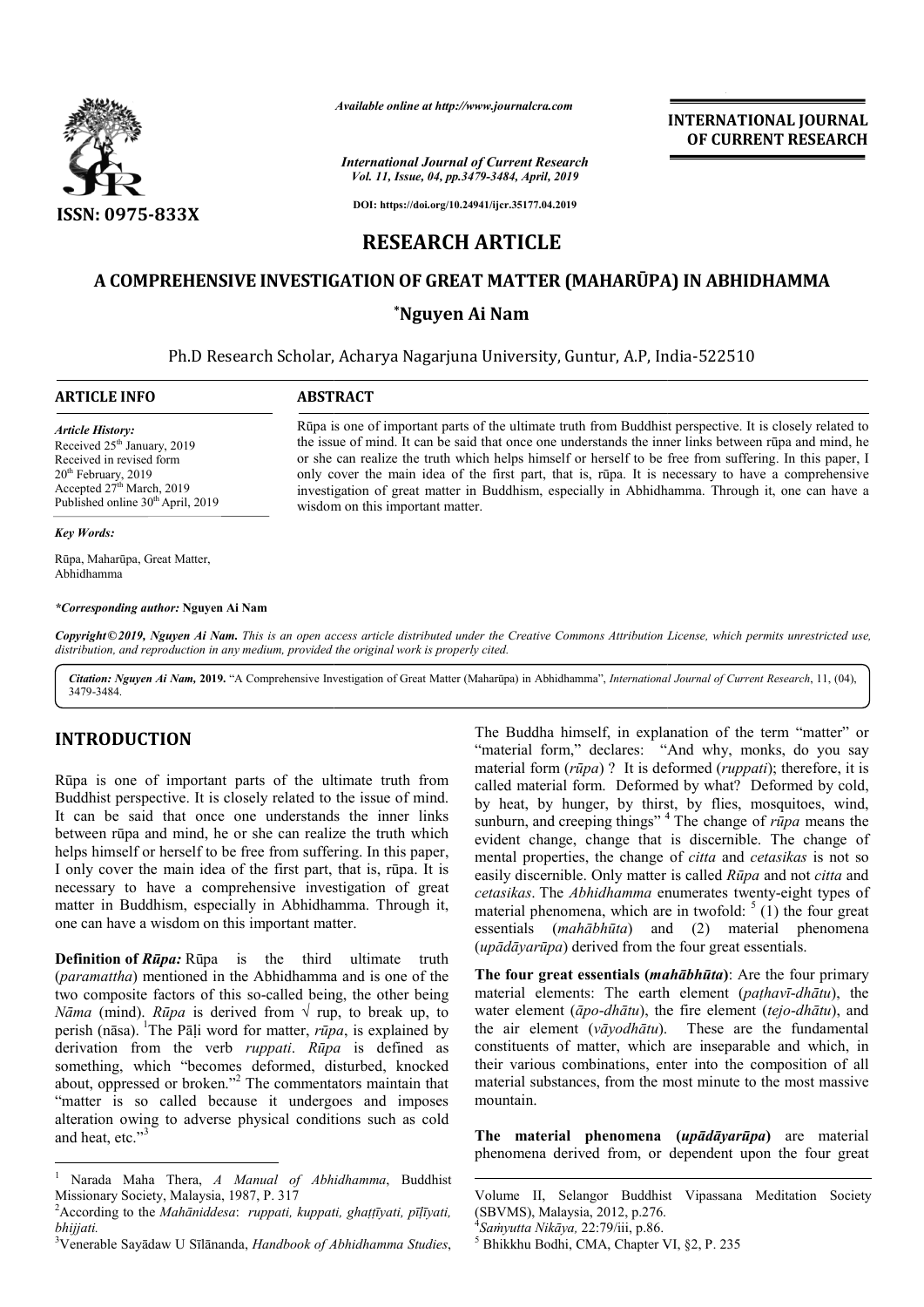# RESEARCH ARTICLE

## A COMPREHENSIVE INVESTIGATION OF GREAT MATTER (MAHARŪPA) IN ABHIDHAMMA

**\*Nguyen Ai Nam**

Ph.D Research Scholar, Acharya Nagarjuna University, Guntur, A.P, India-522510

**ARTICLE INFO**

*Article History:*
Received 25th January, 2019
Received in revised form
20th February, 2019
Accepted 27th March, 2019
Published online 30th April, 2019

*Key Words:*

Rūpa, Maharūpa, Great Matter, Abhidhamma

*\*Corresponding author:* **Nguyen Ai Nam**

**ABSTRACT**

Rūpa is one of important parts of the ultimate truth from Buddhist perspective. It is closely related to the issue of mind. It can be said that once one understands the inner links between rūpa and mind, he or she can realize the truth which helps himself or herself to be free from suffering. In this paper, I only cover the main idea of the first part, that is, rūpa. It is necessary to have a comprehensive investigation of great matter in Buddhism, especially in Abhidhamma. Through it, one can have a wisdom on this important matter.

*Copyright©2019, Nguyen Ai Nam. This is an open access article distributed under the Creative Commons Attribution License, which permits unrestricted use, distribution, and reproduction in any medium, provided the original work is properly cited.*

***Citation:*** ***Nguyen Ai Nam*****, 2019.** "A Comprehensive Investigation of Great Matter (Maharūpa) in Abhidhamma", *International Journal of Current Research*, 11, (04), 3479-3484.

## INTRODUCTION

Rūpa is one of important parts of the ultimate truth from Buddhist perspective. It is closely related to the issue of mind. It can be said that once one understands the inner links between rūpa and mind, he or she can realize the truth which helps himself or herself to be free from suffering. In this paper, I only cover the main idea of the first part, that is, rūpa. It is necessary to have a comprehensive investigation of great matter in Buddhism, especially in Abhidhamma. Through it, one can have a wisdom on this important matter.

**Definition of *Rūpa:*** Rūpa is the third ultimate truth (*paramattha*) mentioned in the Abhidhamma and is one of the two composite factors of this so-called being, the other being *Nāma* (mind). *Rūpa* is derived from √ rup, to break up, to perish (nāsa). [1]The Pāḷi word for matter, *rūpa*, is explained by derivation from the verb *ruppati*. *Rūpa* is defined as something, which "becomes deformed, disturbed, knocked about, oppressed or broken."[2] The commentators maintain that "matter is so called because it undergoes and imposes alteration owing to adverse physical conditions such as cold and heat, etc."[3]

The Buddha himself, in explanation of the term "matter" or "material form," declares: "And why, monks, do you say material form (*rūpa*) ? It is deformed (*ruppati*); therefore, it is called material form. Deformed by what? Deformed by cold, by heat, by hunger, by thirst, by flies, mosquitoes, wind, sunburn, and creeping things" [4] The change of *rūpa* means the evident change, change that is discernible. The change of mental properties, the change of *citta* and *cetasikas* is not so easily discernible. Only matter is called *Rūpa* and not *citta* and *cetasikas*. The *Abhidhamma* enumerates twenty-eight types of material phenomena, which are in twofold: [5] (1) the four great essentials (*mahābhūta*) and (2) material phenomena (*upādāyarūpa*) derived from the four great essentials.

**The four great essentials (*mahābhūta*)**: Are the four primary material elements: The earth element (*paṭhavī-dhātu*), the water element (*āpo-dhātu*), the fire element (*tejo-dhātu*), and the air element (*vāyodhātu*). These are the fundamental constituents of matter, which are inseparable and which, in their various combinations, enter into the composition of all material substances, from the most minute to the most massive mountain.

**The material phenomena (*upādāyarūpa*)** are material phenomena derived from, or dependent upon the four great

---

[1] Narada Maha Thera, *A Manual of Abhidhamma*, Buddhist Missionary Society, Malaysia, 1987, P. 317

[2] According to the *Mahāniddesa*: *ruppati, kuppati, ghaṭṭīyati, pīḷīyati, bhijjati.*

[3] Venerable Sayādaw U Sīlānanda, *Handbook of Abhidhamma Studies*, Volume II, Selangor Buddhist Vipassana Meditation Society (SBVMS), Malaysia, 2012, p.276.

[4] *Saṁyutta Nikāya,* 22:79/iii, p.86.

[5] Bhikkhu Bodhi, CMA, Chapter VI, §2, P. 235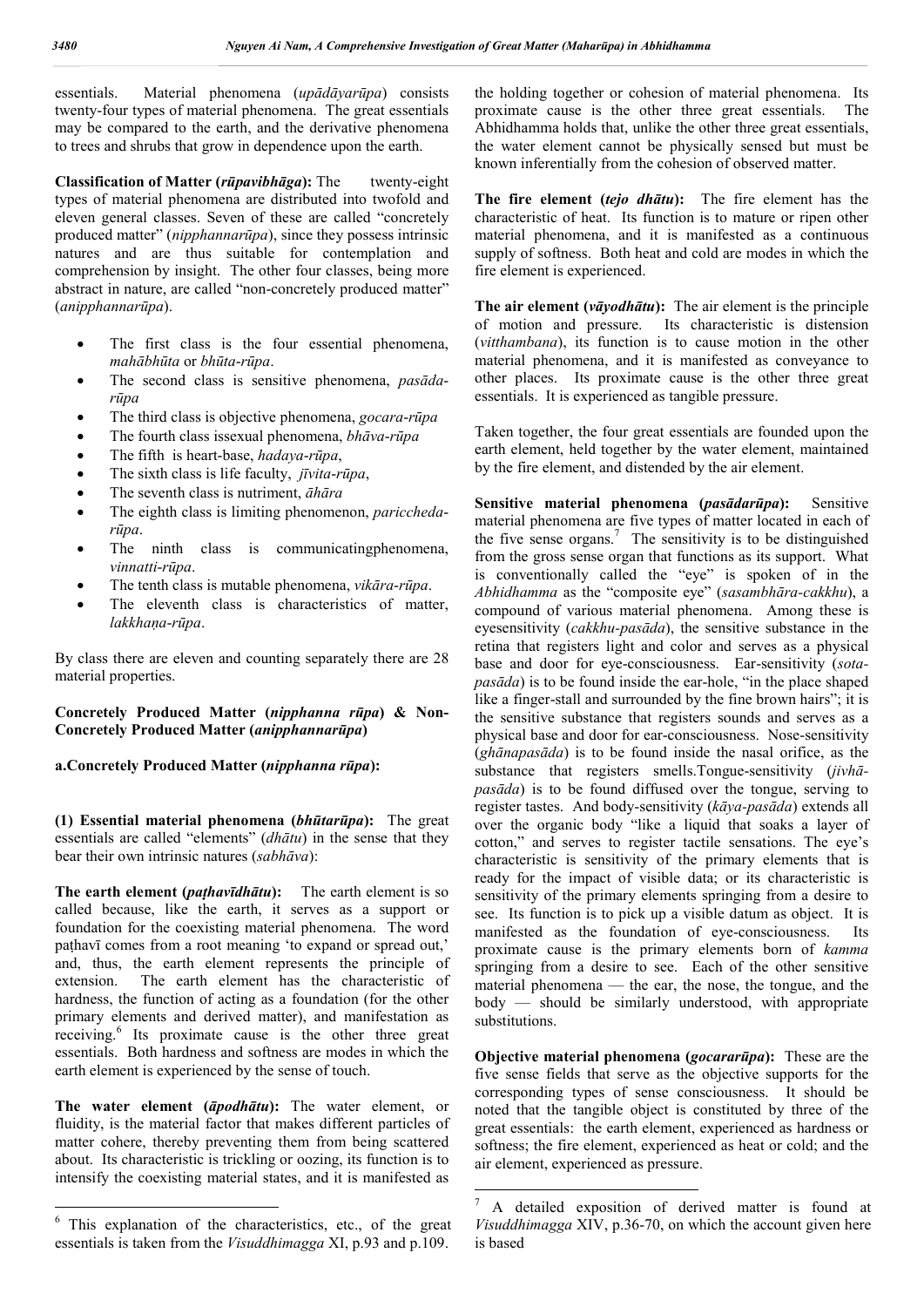essentials. Material phenomena (*upādāyarūpa*) consists twenty-four types of material phenomena. The great essentials may be compared to the earth, and the derivative phenomena to trees and shrubs that grow in dependence upon the earth.

**Classification of Matter (*rūpavibhāga*):** The twenty-eight types of material phenomena are distributed into twofold and eleven general classes. Seven of these are called "concretely produced matter" (*nipphannarūpa*), since they possess intrinsic natures and are thus suitable for contemplation and comprehension by insight. The other four classes, being more abstract in nature, are called "non-concretely produced matter" (*anipphannarūpa*).

- The first class is the four essential phenomena, *mahābhūta* or *bhūta-rūpa*.
- The second class is sensitive phenomena, *pasāda-rūpa*
- The third class is objective phenomena, *gocara-rūpa*
- The fourth class issexual phenomena, *bhāva-rūpa*
- The fifth is heart-base, *hadaya-rūpa*,
- The sixth class is life faculty, *jīvita-rūpa*,
- The seventh class is nutriment, *āhāra*
- The eighth class is limiting phenomenon, *pariccheda-rūpa*.
- The ninth class is communicatingphenomena, *vinnatti-rūpa*.
- The tenth class is mutable phenomena, *vikāra-rūpa*.
- The eleventh class is characteristics of matter, *lakkhaṇa-rūpa*.

By class there are eleven and counting separately there are 28 material properties.

**Concretely Produced Matter (*nipphanna rūpa*) & Non-Concretely Produced Matter (*anipphannarūpa*)**

**a.Concretely Produced Matter (*nipphanna rūpa*):**

**(1) Essential material phenomena (*bhūtarūpa*):** The great essentials are called "elements" (*dhātu*) in the sense that they bear their own intrinsic natures (*sabhāva*):

**The earth element (*paṭhavīdhātu*):** The earth element is so called because, like the earth, it serves as a support or foundation for the coexisting material phenomena. The word paṭhavī comes from a root meaning 'to expand or spread out,' and, thus, the earth element represents the principle of extension. The earth element has the characteristic of hardness, the function of acting as a foundation (for the other primary elements and derived matter), and manifestation as receiving.[6] Its proximate cause is the other three great essentials. Both hardness and softness are modes in which the earth element is experienced by the sense of touch.

**The water element (*āpodhātu*):** The water element, or fluidity, is the material factor that makes different particles of matter cohere, thereby preventing them from being scattered about. Its characteristic is trickling or oozing, its function is to intensify the coexisting material states, and it is manifested as the holding together or cohesion of material phenomena. Its proximate cause is the other three great essentials. The Abhidhamma holds that, unlike the other three great essentials, the water element cannot be physically sensed but must be known inferentially from the cohesion of observed matter.

**The fire element (*tejo dhātu*):** The fire element has the characteristic of heat. Its function is to mature or ripen other material phenomena, and it is manifested as a continuous supply of softness. Both heat and cold are modes in which the fire element is experienced.

**The air element (*vāyodhātu*):** The air element is the principle of motion and pressure. Its characteristic is distension (*vitthambana*), its function is to cause motion in the other material phenomena, and it is manifested as conveyance to other places. Its proximate cause is the other three great essentials. It is experienced as tangible pressure.

Taken together, the four great essentials are founded upon the earth element, held together by the water element, maintained by the fire element, and distended by the air element.

**Sensitive material phenomena (*pasādarūpa*):** Sensitive material phenomena are five types of matter located in each of the five sense organs.[7] The sensitivity is to be distinguished from the gross sense organ that functions as its support. What is conventionally called the "eye" is spoken of in the *Abhidhamma* as the "composite eye" (*sasambhāra-cakkhu*), a compound of various material phenomena. Among these is eyesensitivity (*cakkhu-pasāda*), the sensitive substance in the retina that registers light and color and serves as a physical base and door for eye-consciousness. Ear-sensitivity (*sota-pasāda*) is to be found inside the ear-hole, "in the place shaped like a finger-stall and surrounded by the fine brown hairs"; it is the sensitive substance that registers sounds and serves as a physical base and door for ear-consciousness. Nose-sensitivity (*ghānapasāda*) is to be found inside the nasal orifice, as the substance that registers smells.Tongue-sensitivity (*jivhā-pasāda*) is to be found diffused over the tongue, serving to register tastes. And body-sensitivity (*kāya-pasāda*) extends all over the organic body "like a liquid that soaks a layer of cotton," and serves to register tactile sensations. The eye's characteristic is sensitivity of the primary elements that is ready for the impact of visible data; or its characteristic is sensitivity of the primary elements springing from a desire to see. Its function is to pick up a visible datum as object. It is manifested as the foundation of eye-consciousness. Its proximate cause is the primary elements born of *kamma* springing from a desire to see. Each of the other sensitive material phenomena — the ear, the nose, the tongue, and the body — should be similarly understood, with appropriate substitutions.

**Objective material phenomena (*gocararūpa*):** These are the five sense fields that serve as the objective supports for the corresponding types of sense consciousness. It should be noted that the tangible object is constituted by three of the great essentials: the earth element, experienced as hardness or softness; the fire element, experienced as heat or cold; and the air element, experienced as pressure.

---

[6] This explanation of the characteristics, etc., of the great essentials is taken from the *Visuddhimagga* XI, p.93 and p.109.

[7] A detailed exposition of derived matter is found at *Visuddhimagga* XIV, p.36-70, on which the account given here is based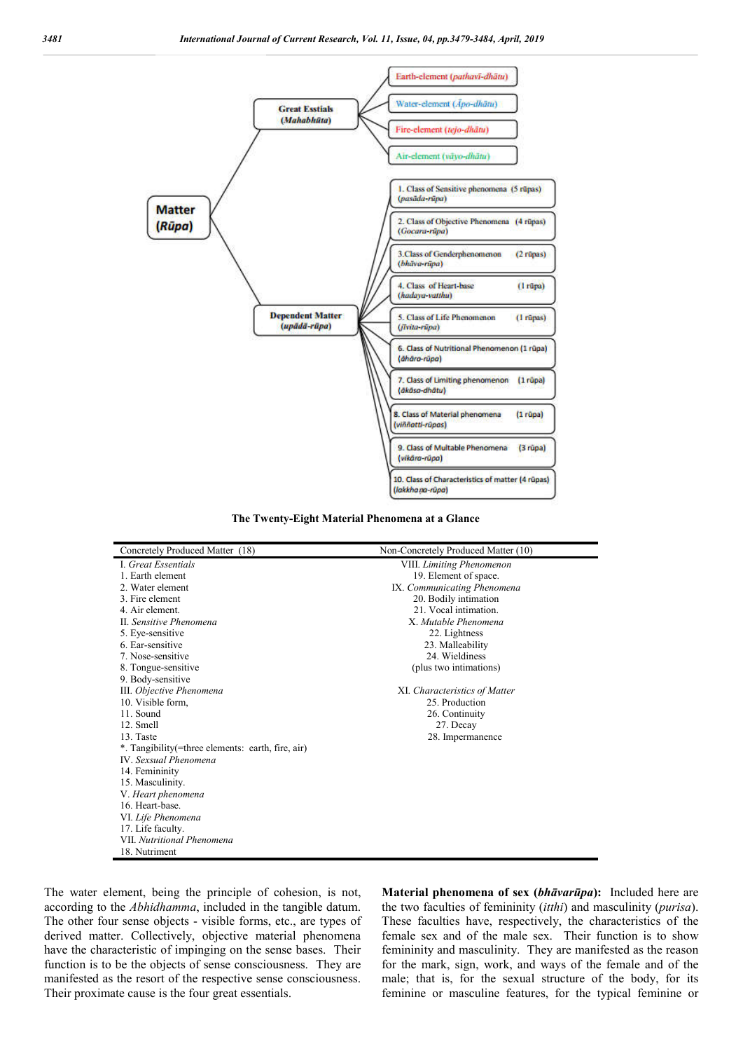Matter (*Rūpa*)

- Great Esstials (*Mahabhūta*)
  - Earth-element (*pathavī-dhātu*)
  - Water-element (*Āpo-dhātu*)
  - Fire-element (*tejo-dhātu*)
  - Air-element (*vāyo-dhātu*)
- Dependent Matter (*upādā-rūpa*)
  - 1. Class of Sensitive phenomena (5 rūpas) (*pasāda-rūpa*)
  - 2. Class of Objective Phenomena (4 rūpas) (*Gocara-rūpa*)
  - 3. Class of Genderphenomenon (2 rūpas) (*bhāva-rūpa*)
  - 4. Class of Heart-base (1 rūpa) (*hadaya-vatthu*)
  - 5. Class of Life Phenomenon (1 rūpas) (*Jīvita-rūpa*)
  - 6. Class of Nutritional Phenomenon (1 rūpa) (*āhāra-rūpa*)
  - 7. Class of Limiting phenomenon (1 rūpa) (*ākāsa-dhātu*)
  - 8. Class of Material phenomena (1 rūpa) (*viññatti-rūpas*)
  - 9. Class of Multable Phenomena (3 rūpa) (*vikāra-rūpa*)
  - 10. Class of Characteristics of matter (4 rūpas) (*lakkhaṇa-rūpa*)

**The Twenty-Eight Material Phenomena at a Glance**

| Concretely Produced Matter (18) | Non-Concretely Produced Matter (10) |
|---|---|
| I. *Great Essentials* | VIII. *Limiting Phenomenon* |
| 1. Earth element | 19. Element of space. |
| 2. Water element | IX. *Communicating Phenomena* |
| 3. Fire element | 20. Bodily intimation |
| 4. Air element. | 21. Vocal intimation. |
| II. *Sensitive Phenomena* | X. *Mutable Phenomena* |
| 5. Eye-sensitive | 22. Lightness |
| 6. Ear-sensitive | 23. Malleability |
| 7. Nose-sensitive | 24. Wieldiness |
| 8. Tongue-sensitive | (plus two intimations) |
| 9. Body-sensitive | |
| III. *Objective Phenomena* | XI. *Characteristics of Matter* |
| 10. Visible form, | 25. Production |
| 11. Sound | 26. Continuity |
| 12. Smell | 27. Decay |
| 13. Taste | 28. Impermanence |
| *. Tangibility(=three elements: earth, fire, air) | |
| IV. *Sexsual Phenomena* | |
| 14. Femininity | |
| 15. Masculinity. | |
| V. *Heart phenomena* | |
| 16. Heart-base. | |
| VI. *Life Phenomena* | |
| 17. Life faculty. | |
| VII. *Nutritional Phenomena* | |
| 18. Nutriment | |

The water element, being the principle of cohesion, is not, according to the *Abhidhamma*, included in the tangible datum. The other four sense objects - visible forms, etc., are types of derived matter. Collectively, objective material phenomena have the characteristic of impinging on the sense bases. Their function is to be the objects of sense consciousness. They are manifested as the resort of the respective sense consciousness. Their proximate cause is the four great essentials.

**Material phenomena of sex (*bhāvarūpa*):** Included here are the two faculties of femininity (*itthi*) and masculinity (*purisa*). These faculties have, respectively, the characteristics of the female sex and of the male sex. Their function is to show femininity and masculinity. They are manifested as the reason for the mark, sign, work, and ways of the female and of the male; that is, for the sexual structure of the body, for its feminine or masculine features, for the typical feminine or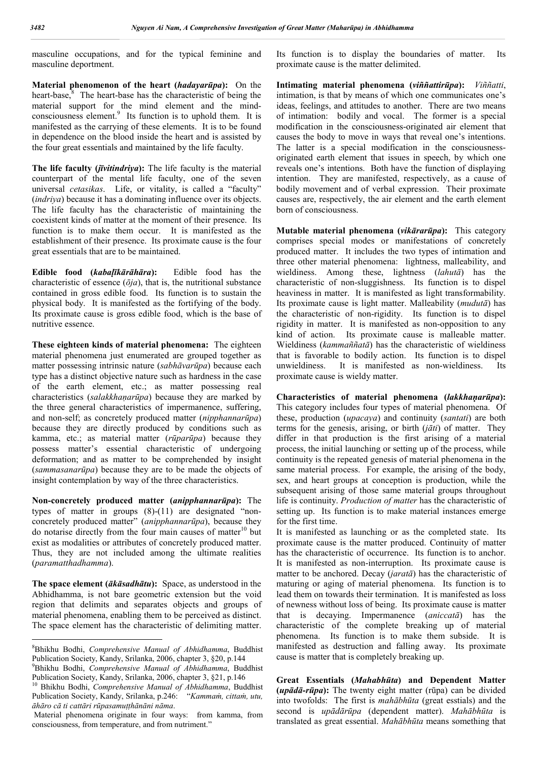masculine occupations, and for the typical feminine and masculine deportment.

**Material phenomenon of the heart (*hadayarūpa*):** On the heart-base,[8] The heart-base has the characteristic of being the material support for the mind element and the mind-consciousness element.[9] Its function is to uphold them. It is manifested as the carrying of these elements. It is to be found in dependence on the blood inside the heart and is assisted by the four great essentials and maintained by the life faculty.

**The life faculty (*jīvitindriya*):** The life faculty is the material counterpart of the mental life faculty, one of the seven universal *cetasikas*. Life, or vitality, is called a "faculty" (*indriya*) because it has a dominating influence over its objects. The life faculty has the characteristic of maintaining the coexistent kinds of matter at the moment of their presence. Its function is to make them occur. It is manifested as the establishment of their presence. Its proximate cause is the four great essentials that are to be maintained.

**Edible food (*kabaḷīkārāhāra*):** Edible food has the characteristic of essence (*ōja*), that is, the nutritional substance contained in gross edible food. Its function is to sustain the physical body. It is manifested as the fortifying of the body. Its proximate cause is gross edible food, which is the base of nutritive essence.

**These eighteen kinds of material phenomena:** The eighteen material phenomena just enumerated are grouped together as matter possessing intrinsic nature (*sabhāvarūpa*) because each type has a distinct objective nature such as hardness in the case of the earth element, etc.; as matter possessing real characteristics (*salakkhaṇarūpa*) because they are marked by the three general characteristics of impermanence, suffering, and non-self; as concretely produced matter (*nipphannarūpa*) because they are directly produced by conditions such as kamma, etc.; as material matter (*rūparūpa*) because they possess matter's essential characteristic of undergoing deformation; and as matter to be comprehended by insight (*sammasanarūpa*) because they are to be made the objects of insight contemplation by way of the three characteristics.

**Non-concretely produced matter (*anipphannarūpa*):** The types of matter in groups (8)-(11) are designated "non-concretely produced matter" (*anipphannarūpa*), because they do notarise directly from the four main causes of matter[10] but exist as modalities or attributes of concretely produced matter. Thus, they are not included among the ultimate realities (*paramatthadhamma*).

**The space element (*ākāsadhātu*):** Space, as understood in the Abhidhamma, is not bare geometric extension but the void region that delimits and separates objects and groups of material phenomena, enabling them to be perceived as distinct. The space element has the characteristic of delimiting matter. Its function is to display the boundaries of matter. Its proximate cause is the matter delimited.

**Intimating material phenomena (*viññattirūpa*):** *Viññatti*, intimation, is that by means of which one communicates one's ideas, feelings, and attitudes to another. There are two means of intimation: bodily and vocal. The former is a special modification in the consciousness-originated air element that causes the body to move in ways that reveal one's intentions. The latter is a special modification in the consciousness-originated earth element that issues in speech, by which one reveals one's intentions. Both have the function of displaying intention. They are manifested, respectively, as a cause of bodily movement and of verbal expression. Their proximate causes are, respectively, the air element and the earth element born of consciousness.

**Mutable material phenomena (*vikārarūpa*):** This category comprises special modes or manifestations of concretely produced matter. It includes the two types of intimation and three other material phenomena: lightness, malleability, and wieldiness. Among these, lightness (*lahutā*) has the characteristic of non-sluggishness. Its function is to dispel heaviness in matter. It is manifested as light transformability. Its proximate cause is light matter. Malleability (*mudutā*) has the characteristic of non-rigidity. Its function is to dispel rigidity in matter. It is manifested as non-opposition to any kind of action. Its proximate cause is malleable matter. Wieldiness (*kammaññatā*) has the characteristic of wieldiness that is favorable to bodily action. Its function is to dispel unwieldiness. It is manifested as non-wieldiness. Its proximate cause is wieldy matter.

**Characteristics of material phenomena (*lakkhaṇarūpa*):** This category includes four types of material phenomena. Of these, production (*upacaya*) and continuity (*santati*) are both terms for the genesis, arising, or birth (*jāti*) of matter. They differ in that production is the first arising of a material process, the initial launching or setting up of the process, while continuity is the repeated genesis of material phenomena in the same material process. For example, the arising of the body, sex, and heart groups at conception is production, while the subsequent arising of those same material groups throughout life is continuity. *Production of matter* has the characteristic of setting up. Its function is to make material instances emerge for the first time.

It is manifested as launching or as the completed state. Its proximate cause is the matter produced. Continuity of matter has the characteristic of occurrence. Its function is to anchor. It is manifested as non-interruption. Its proximate cause is matter to be anchored. Decay (*jaratā*) has the characteristic of maturing or aging of material phenomena. Its function is to lead them on towards their termination. It is manifested as loss of newness without loss of being. Its proximate cause is matter that is decaying. Impermanence (*aniccatā*) has the characteristic of the complete breaking up of material phenomena. Its function is to make them subside. It is manifested as destruction and falling away. Its proximate cause is matter that is completely breaking up.

**Great Essentials (*Mahabhūta*) and Dependent Matter (*upādā-rūpa*):** The twenty eight matter (rūpa) can be divided into twofolds: The first is *mahābhūta* (great esstials) and the second is *upādārūpa* (dependent matter). *Mahābhūta* is translated as great essential. *Mahābhūta* means something that

---

[8] Bhikhu Bodhi, *Comprehensive Manual of Abhidhamma*, Buddhist Publication Society, Kandy, Srilanka, 2006, chapter 3, §20, p.144

[9] Bhikhu Bodhi, *Comprehensive Manual of Abhidhamma*, Buddhist Publication Society, Kandy, Srilanka, 2006, chapter 3, §21, p.146

[10] Bhikhu Bodhi, *Comprehensive Manual of Abhidhamma*, Buddhist Publication Society, Kandy, Srilanka, p.246: "*Kammaṁ, cittaṁ, utu, āhāro cā ti cattāri rūpasamuṭṭhānāni nāma.*

Material phenomena originate in four ways: from kamma, from consciousness, from temperature, and from nutriment."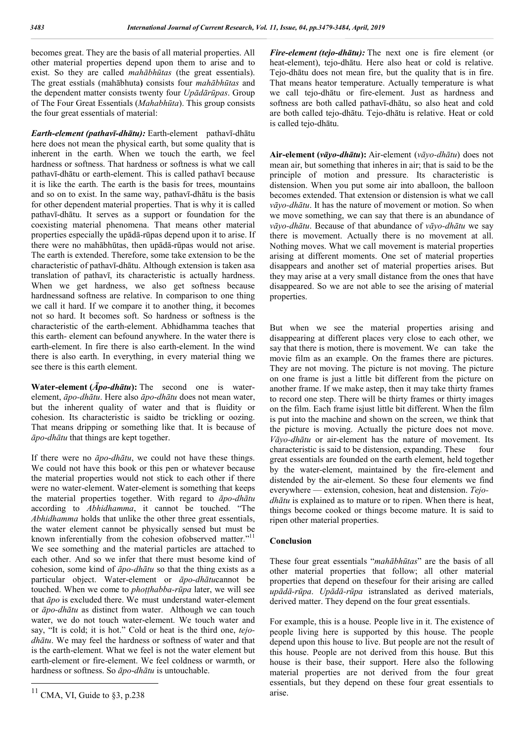becomes great. They are the basis of all material properties. All other material properties depend upon them to arise and to exist. So they are called *mahābhūtas* (the great essentials). The great esstials (mahābhuta**)** consists four *mahābhūtas* and the dependent matter consists twenty four *Upādārūpas*. Group of The Four Great Essentials (*Mahabhūta*). This group consists the four great essentials of material:

***Earth-element (pathavī-dhātu):*** Earth-element pathavī-dhātu here does not mean the physical earth, but some quality that is inherent in the earth. When we touch the earth, we feel hardness or softness. That hardness or softness is what we call pathavī-dhātu or earth-element. This is called pathavī because it is like the earth. The earth is the basis for trees, mountains and so on to exist. In the same way, pathavī-dhātu is the basis for other dependent material properties. That is why it is called pathavī-dhātu. It serves as a support or foundation for the coexisting material phenomena. That means other material properties especially the upādā-rūpas depend upon it to arise. If there were no mahābhūtas, then upādā-rūpas would not arise. The earth is extended. Therefore, some take extension to be the characteristic of pathavī-dhātu. Although extension is taken asa translation of pathavī, its characteristic is actually hardness. When we get hardness, we also get softness because hardnessand softness are relative. In comparison to one thing we call it hard. If we compare it to another thing, it becomes not so hard. It becomes soft. So hardness or softness is the characteristic of the earth-element. Abhidhamma teaches that this earth- element can befound anywhere. In the water there is earth-element. In fire there is also earth-element. In the wind there is also earth. In everything, in every material thing we see there is this earth element.

**Water-element (*Āpo-dhātu*):** The second one is water-element, *āpo-dhātu*. Here also *āpo-dhātu* does not mean water, but the inherent quality of water and that is fluidity or cohesion. Its characteristic is saidto be trickling or oozing. That means dripping or something like that. It is because of *āpo-dhātu* that things are kept together.

If there were no *āpo-dhātu*, we could not have these things. We could not have this book or this pen or whatever because the material properties would not stick to each other if there were no water-element. Water-element is something that keeps the material properties together. With regard to *āpo-dhātu* according to *Abhidhamma*, it cannot be touched. "The *Abhidhamma* holds that unlike the other three great essentials, the water element cannot be physically sensed but must be known inferentially from the cohesion ofobserved matter."[11] We see something and the material particles are attached to each other. And so we infer that there must besome kind of cohesion, some kind of *āpo-dhātu* so that the thing exists as a particular object. Water-element or *āpo-dhātu*cannot be touched. When we come to *phoṭṭhabba-rūpa* later, we will see that *āpo* is excluded there. We must understand water-element or *āpo-dhātu* as distinct from water. Although we can touch water, we do not touch water-element. We touch water and say, "It is cold; it is hot." Cold or heat is the third one, *tejo-dhātu*. We may feel the hardness or softness of water and that is the earth-element. What we feel is not the water element but earth-element or fire-element. We feel coldness or warmth, or hardness or softness. So *āpo-dhātu* is untouchable.

***Fire-element (tejo-dhātu):*** The next one is fire element (or heat-element), tejo-dhātu. Here also heat or cold is relative. Tejo-dhātu does not mean fire, but the quality that is in fire. That means heator temperature. Actually temperature is what we call tejo-dhātu or fire-element. Just as hardness and softness are both called pathavī-dhātu, so also heat and cold are both called tejo-dhātu. Tejo-dhātu is relative. Heat or cold is called tejo-dhātu.

**Air-element (*vāyo-dhātu*):** Air-element (*vāyo-dhātu*) does not mean air, but something that inheres in air; that is said to be the principle of motion and pressure. Its characteristic is distension. When you put some air into aballoon, the balloon becomes extended. That extension or distension is what we call *vāyo-dhātu*. It has the nature of movement or motion. So when we move something, we can say that there is an abundance of *vāyo-dhātu*. Because of that abundance of *vāyo-dhātu* we say there is movement. Actually there is no movement at all. Nothing moves. What we call movement is material properties arising at different moments. One set of material properties disappears and another set of material properties arises. But they may arise at a very small distance from the ones that have disappeared. So we are not able to see the arising of material properties.

But when we see the material properties arising and disappearing at different places very close to each other, we say that there is motion, there is movement. We can take the movie film as an example. On the frames there are pictures. They are not moving. The picture is not moving. The picture on one frame is just a little bit different from the picture on another frame. If we make astep, then it may take thirty frames to record one step. There will be thirty frames or thirty images on the film. Each frame isjust little bit different. When the film is put into the machine and shown on the screen, we think that the picture is moving. Actually the picture does not move. *Vāyo-dhātu* or air-element has the nature of movement. Its characteristic is said to be distension, expanding. These four great essentials are founded on the earth element, held together by the water-element, maintained by the fire-element and distended by the air-element. So these four elements we find everywhere — extension, cohesion, heat and distension. *Tejo-dhātu* is explained as to mature or to ripen. When there is heat, things become cooked or things become mature. It is said to ripen other material properties.

## Conclusion

These four great essentials "*mahābhūtas*" are the basis of all other material properties that follow; all other material properties that depend on thesefour for their arising are called *upādā-rūpa*. *Upādā-rūpa* istranslated as derived materials, derived matter. They depend on the four great essentials.

For example, this is a house. People live in it. The existence of people living here is supported by this house. The people depend upon this house to live. But people are not the result of this house. People are not derived from this house. But this house is their base, their support. Here also the following material properties are not derived from the four great essentials, but they depend on these four great essentials to arise.

---

[11] CMA, VI, Guide to §3, p.238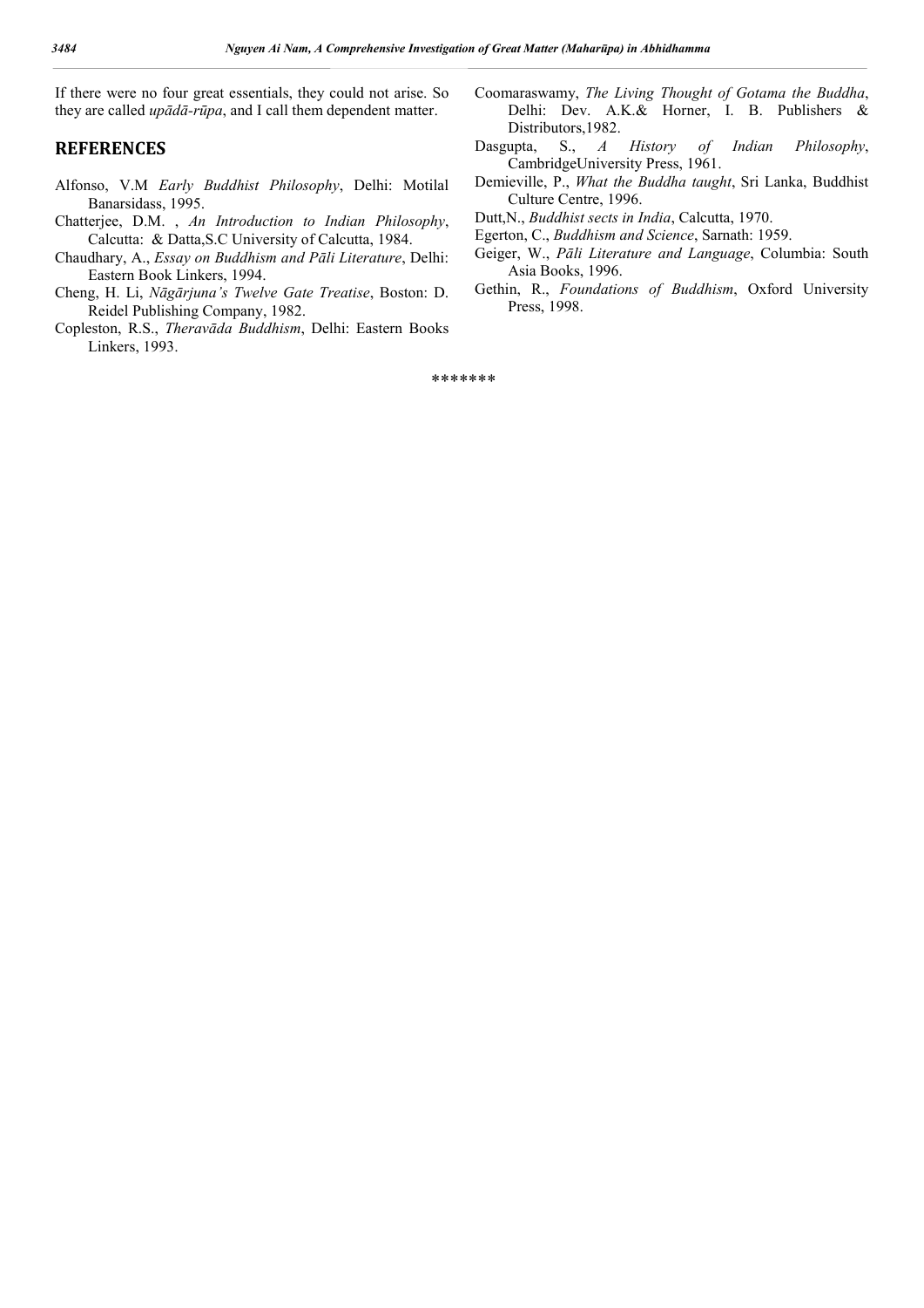If there were no four great essentials, they could not arise. So they are called *upādā-rūpa*, and I call them dependent matter.

## REFERENCES

Alfonso, V.M *Early Buddhist Philosophy*, Delhi: Motilal Banarsidass, 1995.

Chatterjee, D.M. , *An Introduction to Indian Philosophy*, Calcutta: & Datta,S.C University of Calcutta, 1984.

Chaudhary, A., *Essay on Buddhism and Pāli Literature*, Delhi: Eastern Book Linkers, 1994.

Cheng, H. Li, *Nāgārjuna's Twelve Gate Treatise*, Boston: D. Reidel Publishing Company, 1982.

Copleston, R.S., *Theravāda Buddhism*, Delhi: Eastern Books Linkers, 1993.

Coomaraswamy, *The Living Thought of Gotama the Buddha*, Delhi: Dev. A.K.& Horner, I. B. Publishers & Distributors,1982.

Dasgupta, S., *A History of Indian Philosophy*, CambridgeUniversity Press, 1961.

Demieville, P., *What the Buddha taught*, Sri Lanka, Buddhist Culture Centre, 1996.

Dutt,N., *Buddhist sects in India*, Calcutta, 1970.

Egerton, C., *Buddhism and Science*, Sarnath: 1959.

Geiger, W., *Pāli Literature and Language*, Columbia: South Asia Books, 1996.

Gethin, R., *Foundations of Buddhism*, Oxford University Press, 1998.

*******